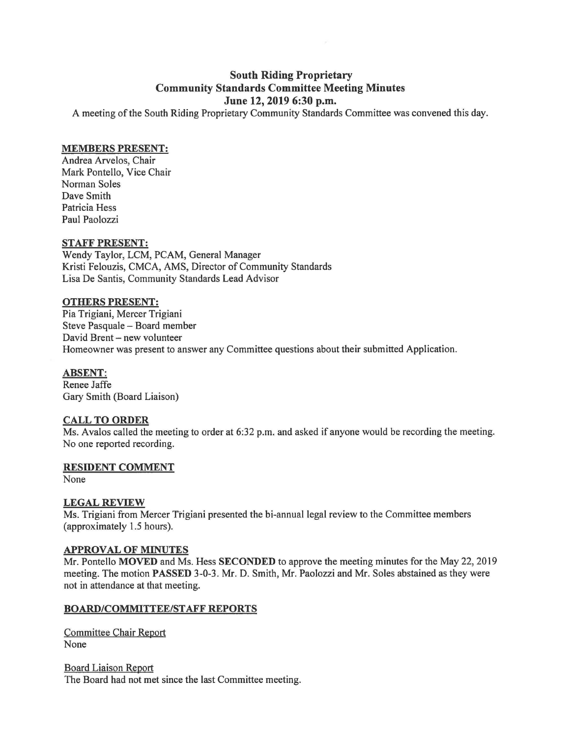# South Riding Proprietary
## Community Standards Committee Meeting Minutes
### June 12, 2019 6:30 p.m.

A meeting of the South Riding Proprietary Community Standards Committee was convened this day.

**MEMBERS PRESENT:**

Andrea Arvelos, Chair
Mark Pontello, Vice Chair
Norman Soles
Dave Smith
Patricia Hess
Paul Paolozzi

**STAFF PRESENT:**

Wendy Taylor, LCM, PCAM, General Manager
Kristi Felouzis, CMCA, AMS, Director of Community Standards
Lisa De Santis, Community Standards Lead Advisor

**OTHERS PRESENT:**

Pia Trigiani, Mercer Trigiani
Steve Pasquale – Board member
David Brent – new volunteer
Homeowner was present to answer any Committee questions about their submitted Application.

**ABSENT:**

Renee Jaffe
Gary Smith (Board Liaison)

**CALL TO ORDER**

Ms. Avalos called the meeting to order at 6:32 p.m. and asked if anyone would be recording the meeting. No one reported recording.

**RESIDENT COMMENT**

None

**LEGAL REVIEW**

Ms. Trigiani from Mercer Trigiani presented the bi-annual legal review to the Committee members (approximately 1.5 hours).

**APPROVAL OF MINUTES**

Mr. Pontello **MOVED** and Ms. Hess **SECONDED** to approve the meeting minutes for the May 22, 2019 meeting. The motion **PASSED** 3-0-3. Mr. D. Smith, Mr. Paolozzi and Mr. Soles abstained as they were not in attendance at that meeting.

**BOARD/COMMITTEE/STAFF REPORTS**

Committee Chair Report
None

Board Liaison Report
The Board had not met since the last Committee meeting.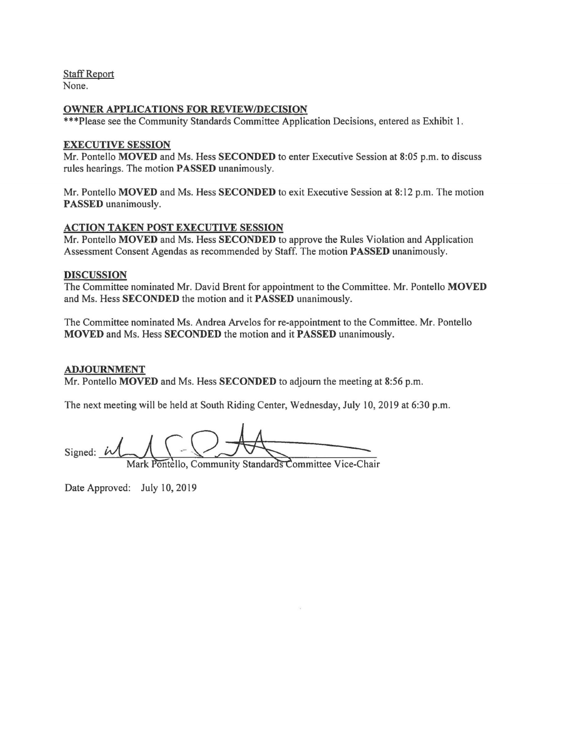Staff Report

None.

## OWNER APPLICATIONS FOR REVIEW/DECISION

***Please see the Community Standards Committee Application Decisions, entered as Exhibit 1.

## EXECUTIVE SESSION

Mr. Pontello **MOVED** and Ms. Hess **SECONDED** to enter Executive Session at 8:05 p.m. to discuss rules hearings. The motion **PASSED** unanimously.

Mr. Pontello **MOVED** and Ms. Hess **SECONDED** to exit Executive Session at 8:12 p.m. The motion **PASSED** unanimously.

## ACTION TAKEN POST EXECUTIVE SESSION

Mr. Pontello **MOVED** and Ms. Hess **SECONDED** to approve the Rules Violation and Application Assessment Consent Agendas as recommended by Staff. The motion **PASSED** unanimously.

## DISCUSSION

The Committee nominated Mr. David Brent for appointment to the Committee. Mr. Pontello **MOVED** and Ms. Hess **SECONDED** the motion and it **PASSED** unanimously.

The Committee nominated Ms. Andrea Arvelos for re-appointment to the Committee. Mr. Pontello **MOVED** and Ms. Hess **SECONDED** the motion and it **PASSED** unanimously.

## ADJOURNMENT

Mr. Pontello **MOVED** and Ms. Hess **SECONDED** to adjourn the meeting at 8:56 p.m.

The next meeting will be held at South Riding Center, Wednesday, July 10, 2019 at 6:30 p.m.

Signed: ______________________________

Mark Pontello, Community Standards Committee Vice-Chair

Date Approved: July 10, 2019